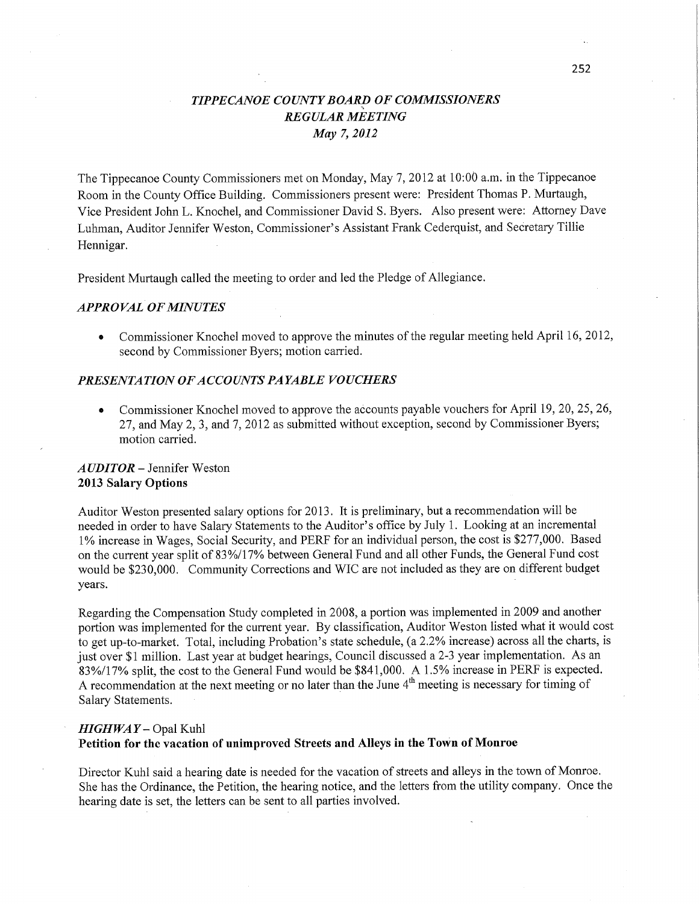# *TIPPECANOE COUNTY BOARD OF COMMISSIONERS*
## *REGULAR MEETING*
### *May 7, 2012*

The Tippecanoe County Commissioners met on Monday, May 7, 2012 at 10:00 a.m. in the Tippecanoe Room in the County Office Building. Commissioners present were: President Thomas P. Murtaugh, Vice President John L. Knochel, and Commissioner David S. Byers. Also present were: Attorney Dave Luhman, Auditor Jennifer Weston, Commissioner's Assistant Frank Cederquist, and Secretary Tillie Hennigar.

President Murtaugh called the meeting to order and led the Pledge of Allegiance.

### *APPROVAL OF MINUTES*

- Commissioner Knochel moved to approve the minutes of the regular meeting held April 16, 2012, second by Commissioner Byers; motion carried.

### *PRESENTATION OF ACCOUNTS PAYABLE VOUCHERS*

- Commissioner Knochel moved to approve the accounts payable vouchers for April 19, 20, 25, 26, 27, and May 2, 3, and 7, 2012 as submitted without exception, second by Commissioner Byers; motion carried.

### *AUDITOR* – Jennifer Weston
**2013 Salary Options**

Auditor Weston presented salary options for 2013. It is preliminary, but a recommendation will be needed in order to have Salary Statements to the Auditor's office by July 1. Looking at an incremental 1% increase in Wages, Social Security, and PERF for an individual person, the cost is $277,000. Based on the current year split of 83%/17% between General Fund and all other Funds, the General Fund cost would be $230,000. Community Corrections and WIC are not included as they are on different budget years.

Regarding the Compensation Study completed in 2008, a portion was implemented in 2009 and another portion was implemented for the current year. By classification, Auditor Weston listed what it would cost to get up-to-market. Total, including Probation's state schedule, (a 2.2% increase) across all the charts, is just over $1 million. Last year at budget hearings, Council discussed a 2-3 year implementation. As an 83%/17% split, the cost to the General Fund would be $841,000. A 1.5% increase in PERF is expected. A recommendation at the next meeting or no later than the June 4th meeting is necessary for timing of Salary Statements.

### *HIGHWAY* – Opal Kuhl
**Petition for the vacation of unimproved Streets and Alleys in the Town of Monroe**

Director Kuhl said a hearing date is needed for the vacation of streets and alleys in the town of Monroe. She has the Ordinance, the Petition, the hearing notice, and the letters from the utility company. Once the hearing date is set, the letters can be sent to all parties involved.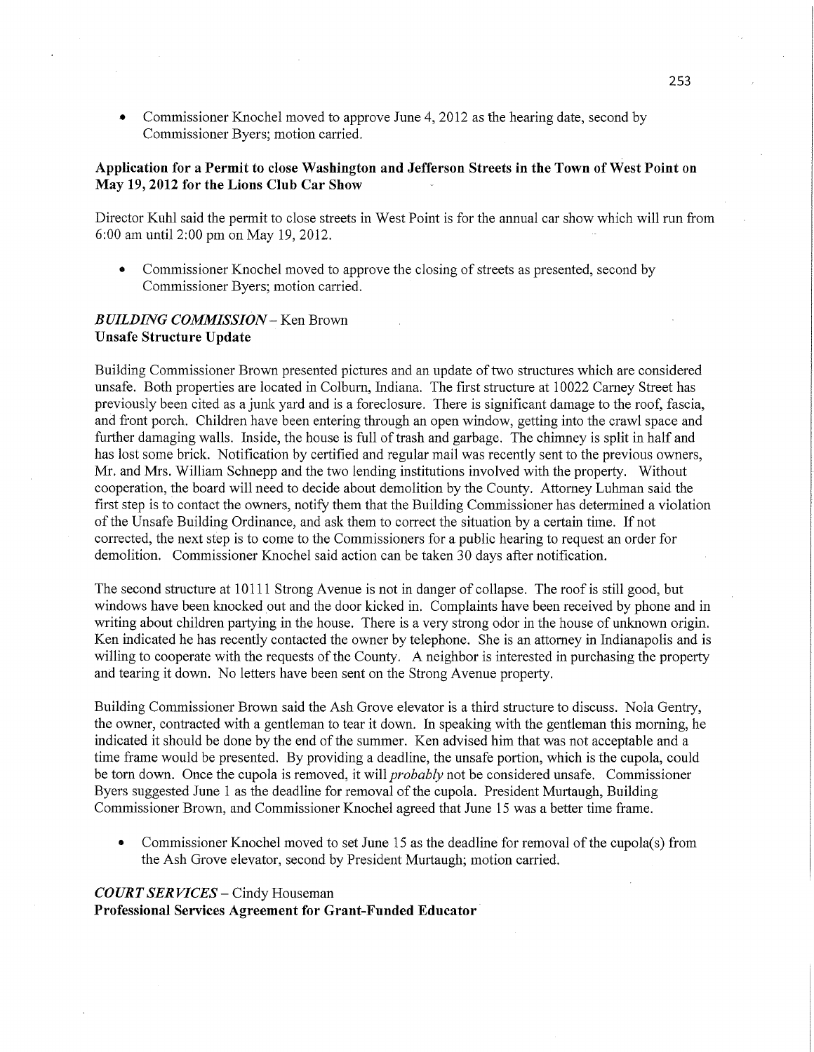- Commissioner Knochel moved to approve June 4, 2012 as the hearing date, second by Commissioner Byers; motion carried.

**Application for a Permit to close Washington and Jefferson Streets in the Town of West Point on May 19, 2012 for the Lions Club Car Show**

Director Kuhl said the permit to close streets in West Point is for the annual car show which will run from 6:00 am until 2:00 pm on May 19, 2012.

- Commissioner Knochel moved to approve the closing of streets as presented, second by Commissioner Byers; motion carried.

***BUILDING COMMISSION*** – Ken Brown
**Unsafe Structure Update**

Building Commissioner Brown presented pictures and an update of two structures which are considered unsafe. Both properties are located in Colburn, Indiana. The first structure at 10022 Carney Street has previously been cited as a junk yard and is a foreclosure. There is significant damage to the roof, fascia, and front porch. Children have been entering through an open window, getting into the crawl space and further damaging walls. Inside, the house is full of trash and garbage. The chimney is split in half and has lost some brick. Notification by certified and regular mail was recently sent to the previous owners, Mr. and Mrs. William Schnepp and the two lending institutions involved with the property. Without cooperation, the board will need to decide about demolition by the County. Attorney Luhman said the first step is to contact the owners, notify them that the Building Commissioner has determined a violation of the Unsafe Building Ordinance, and ask them to correct the situation by a certain time. If not corrected, the next step is to come to the Commissioners for a public hearing to request an order for demolition. Commissioner Knochel said action can be taken 30 days after notification.

The second structure at 10111 Strong Avenue is not in danger of collapse. The roof is still good, but windows have been knocked out and the door kicked in. Complaints have been received by phone and in writing about children partying in the house. There is a very strong odor in the house of unknown origin. Ken indicated he has recently contacted the owner by telephone. She is an attorney in Indianapolis and is willing to cooperate with the requests of the County. A neighbor is interested in purchasing the property and tearing it down. No letters have been sent on the Strong Avenue property.

Building Commissioner Brown said the Ash Grove elevator is a third structure to discuss. Nola Gentry, the owner, contracted with a gentleman to tear it down. In speaking with the gentleman this morning, he indicated it should be done by the end of the summer. Ken advised him that was not acceptable and a time frame would be presented. By providing a deadline, the unsafe portion, which is the cupola, could be torn down. Once the cupola is removed, it will *probably* not be considered unsafe. Commissioner Byers suggested June 1 as the deadline for removal of the cupola. President Murtaugh, Building Commissioner Brown, and Commissioner Knochel agreed that June 15 was a better time frame.

- Commissioner Knochel moved to set June 15 as the deadline for removal of the cupola(s) from the Ash Grove elevator, second by President Murtaugh; motion carried.

***COURT SERVICES*** – Cindy Houseman
**Professional Services Agreement for Grant-Funded Educator**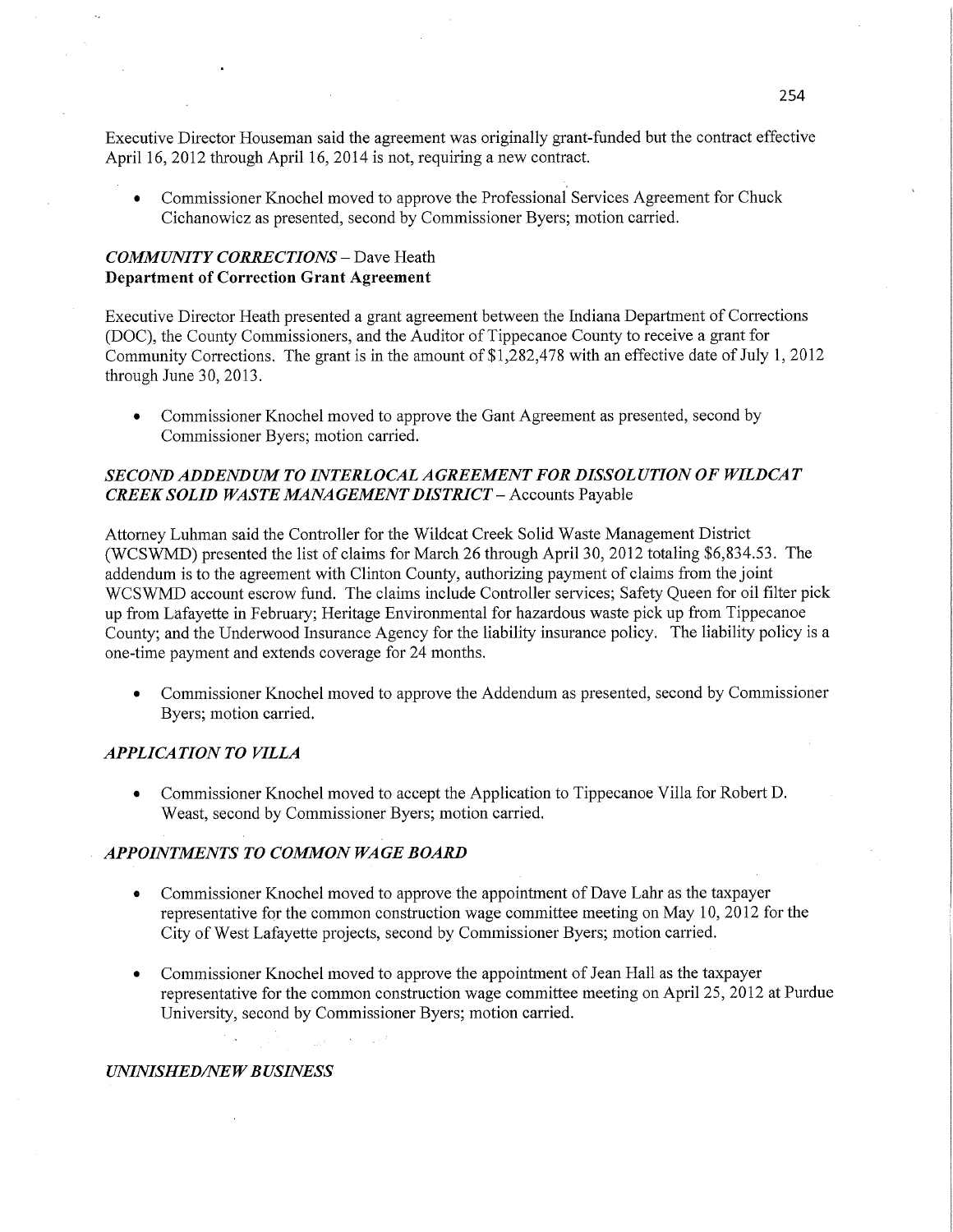Executive Director Houseman said the agreement was originally grant-funded but the contract effective April 16, 2012 through April 16, 2014 is not, requiring a new contract.

- Commissioner Knochel moved to approve the Professional Services Agreement for Chuck Cichanowicz as presented, second by Commissioner Byers; motion carried.

### *COMMUNITY CORRECTIONS* – Dave Heath
**Department of Correction Grant Agreement**

Executive Director Heath presented a grant agreement between the Indiana Department of Corrections (DOC), the County Commissioners, and the Auditor of Tippecanoe County to receive a grant for Community Corrections. The grant is in the amount of $1,282,478 with an effective date of July 1, 2012 through June 30, 2013.

- Commissioner Knochel moved to approve the Gant Agreement as presented, second by Commissioner Byers; motion carried.

### *SECOND ADDENDUM TO INTERLOCAL AGREEMENT FOR DISSOLUTION OF WILDCAT CREEK SOLID WASTE MANAGEMENT DISTRICT* – Accounts Payable

Attorney Luhman said the Controller for the Wildcat Creek Solid Waste Management District (WCSWMD) presented the list of claims for March 26 through April 30, 2012 totaling $6,834.53. The addendum is to the agreement with Clinton County, authorizing payment of claims from the joint WCSWMD account escrow fund. The claims include Controller services; Safety Queen for oil filter pick up from Lafayette in February; Heritage Environmental for hazardous waste pick up from Tippecanoe County; and the Underwood Insurance Agency for the liability insurance policy. The liability policy is a one-time payment and extends coverage for 24 months.

- Commissioner Knochel moved to approve the Addendum as presented, second by Commissioner Byers; motion carried.

### *APPLICATION TO VILLA*

- Commissioner Knochel moved to accept the Application to Tippecanoe Villa for Robert D. Weast, second by Commissioner Byers; motion carried.

### *APPOINTMENTS TO COMMON WAGE BOARD*

- Commissioner Knochel moved to approve the appointment of Dave Lahr as the taxpayer representative for the common construction wage committee meeting on May 10, 2012 for the City of West Lafayette projects, second by Commissioner Byers; motion carried.

- Commissioner Knochel moved to approve the appointment of Jean Hall as the taxpayer representative for the common construction wage committee meeting on April 25, 2012 at Purdue University, second by Commissioner Byers; motion carried.

### *UNFINISHED/NEW BUSINESS*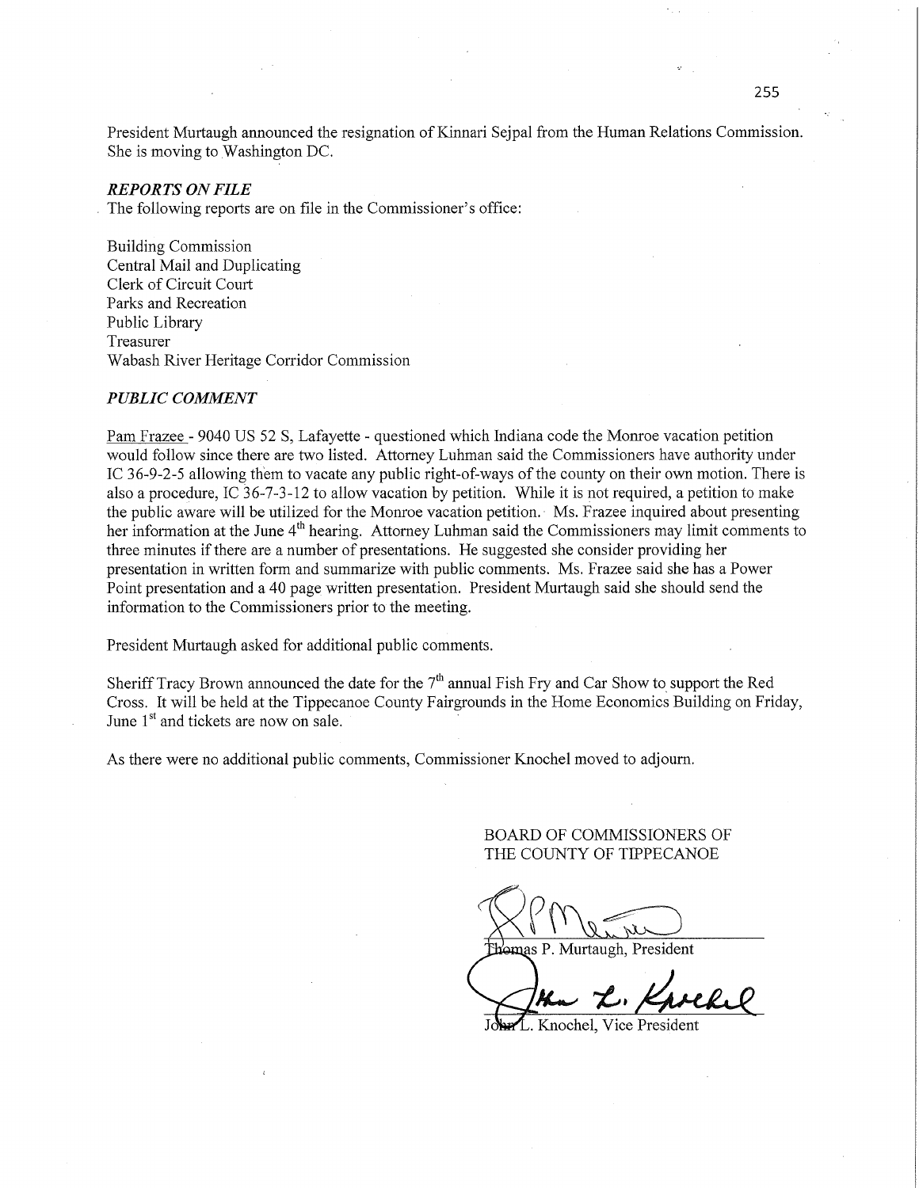President Murtaugh announced the resignation of Kinnari Sejpal from the Human Relations Commission. She is moving to Washington DC.

### *REPORTS ON FILE*

The following reports are on file in the Commissioner's office:

Building Commission
Central Mail and Duplicating
Clerk of Circuit Court
Parks and Recreation
Public Library
Treasurer
Wabash River Heritage Corridor Commission

### *PUBLIC COMMENT*

Pam Frazee - 9040 US 52 S, Lafayette - questioned which Indiana code the Monroe vacation petition would follow since there are two listed. Attorney Luhman said the Commissioners have authority under IC 36-9-2-5 allowing them to vacate any public right-of-ways of the county on their own motion. There is also a procedure, IC 36-7-3-12 to allow vacation by petition. While it is not required, a petition to make the public aware will be utilized for the Monroe vacation petition. Ms. Frazee inquired about presenting her information at the June 4th hearing. Attorney Luhman said the Commissioners may limit comments to three minutes if there are a number of presentations. He suggested she consider providing her presentation in written form and summarize with public comments. Ms. Frazee said she has a Power Point presentation and a 40 page written presentation. President Murtaugh said she should send the information to the Commissioners prior to the meeting.

President Murtaugh asked for additional public comments.

Sheriff Tracy Brown announced the date for the 7th annual Fish Fry and Car Show to support the Red Cross. It will be held at the Tippecanoe County Fairgrounds in the Home Economics Building on Friday, June 1st and tickets are now on sale.

As there were no additional public comments, Commissioner Knochel moved to adjourn.

BOARD OF COMMISSIONERS OF
THE COUNTY OF TIPPECANOE

Thomas P. Murtaugh, President

John L. Knochel, Vice President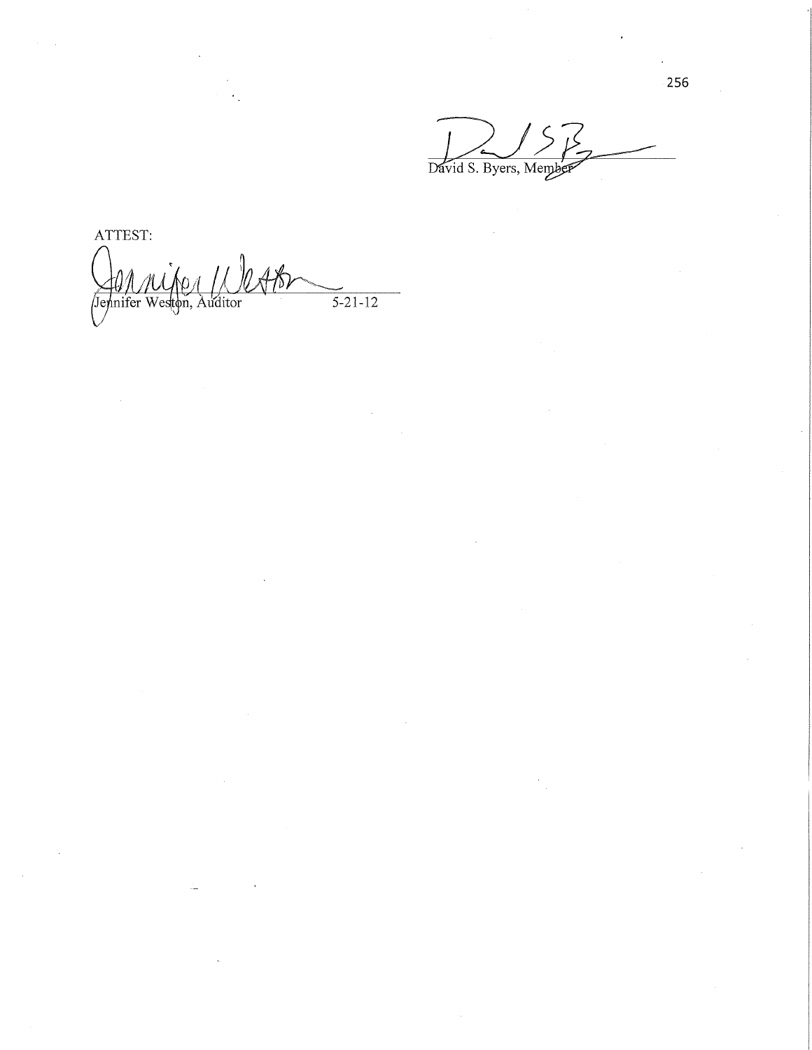David S. Byers, Member

ATTEST:

Jennifer Weston, Auditor 5-21-12